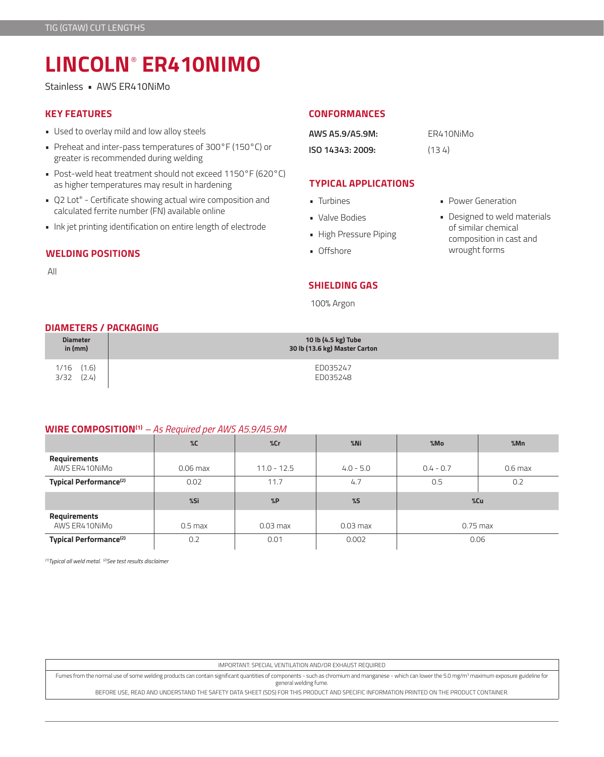# LINCOLN® ER410NIMO

Stainless ▪ AWS ER410NiMo

## KEY FEATURES

- Used to overlay mild and low alloy steels
- Preheat and inter-pass temperatures of 300°F (150°C) or greater is recommended during welding
- Post-weld heat treatment should not exceed 1150°F (620°C) as higher temperatures may result in hardening
- Q2 Lot® - Certificate showing actual wire composition and calculated ferrite number (FN) available online
- Ink jet printing identification on entire length of electrode

## WELDING POSITIONS

All

## CONFORMANCES

| | |
|---|---|
| **AWS A5.9/A5.9M:** | ER410NiMo |
| **ISO 14343: 2009:** | (13 4) |

## TYPICAL APPLICATIONS

- Turbines
- Valve Bodies
- High Pressure Piping
- Offshore
- Power Generation
- Designed to weld materials of similar chemical composition in cast and wrought forms

## SHIELDING GAS

100% Argon

## DIAMETERS / PACKAGING

| Diameter in (mm) | 10 lb (4.5 kg) Tube 30 lb (13.6 kg) Master Carton |
|---|---|
| 1/16 (1.6) | ED035247 |
| 3/32 (2.4) | ED035248 |

## WIRE COMPOSITION[1] – *As Required per AWS A5.9/A5.9M*

| | %C | %Cr | %Ni | %Mo | %Mn |
|---|---|---|---|---|---|
| **Requirements** AWS ER410NiMo | 0.06 max | 11.0 - 12.5 | 4.0 - 5.0 | 0.4 - 0.7 | 0.6 max |
| **Typical Performance[2]** | 0.02 | 11.7 | 4.7 | 0.5 | 0.2 |
| | **%Si** | **%P** | **%S** | **%Cu** | |
| **Requirements** AWS ER410NiMo | 0.5 max | 0.03 max | 0.03 max | 0.75 max | |
| **Typical Performance[2]** | 0.2 | 0.01 | 0.002 | 0.06 | |

*[1]Typical all weld metal. [2]See test results disclaimer*

IMPORTANT: SPECIAL VENTILATION AND/OR EXHAUST REQUIRED

Fumes from the normal use of some welding products can contain significant quantities of components - such as chromium and manganese - which can lower the 5.0 mg/m³ maximum exposure guideline for general welding fume.

BEFORE USE, READ AND UNDERSTAND THE SAFETY DATA SHEET (SDS) FOR THIS PRODUCT AND SPECIFIC INFORMATION PRINTED ON THE PRODUCT CONTAINER.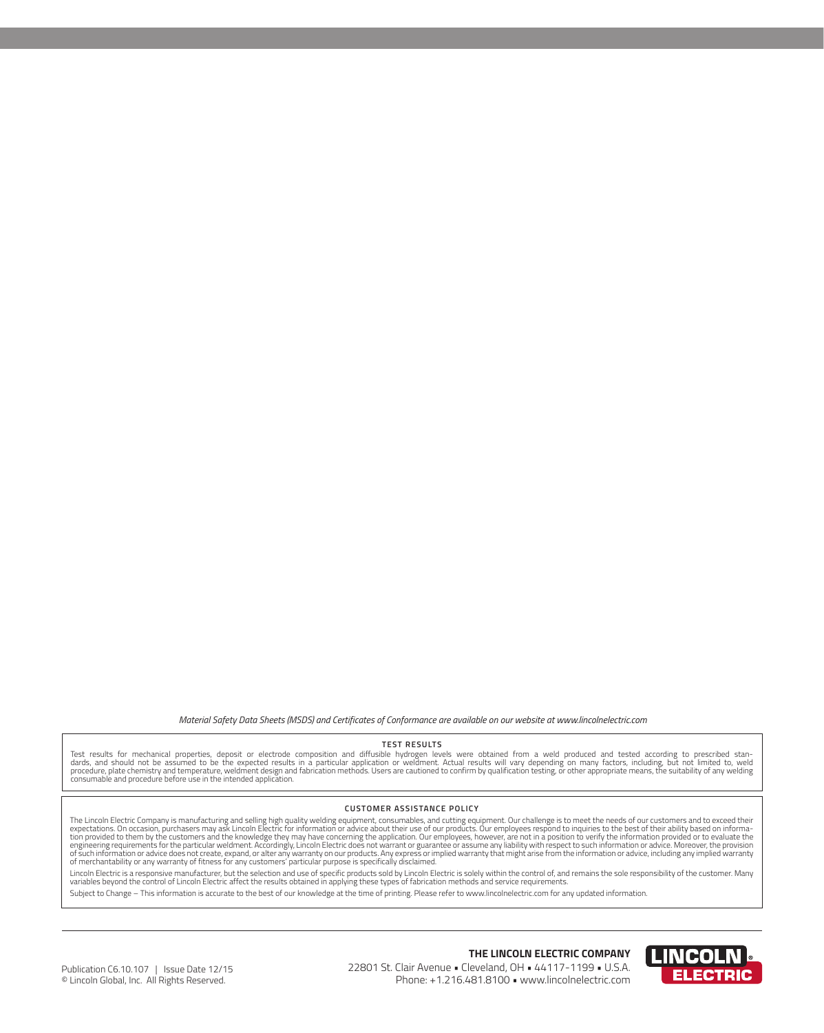*Material Safety Data Sheets (MSDS) and Certificates of Conformance are available on our website at www.lincolnelectric.com*

**TEST RESULTS**

Test results for mechanical properties, deposit or electrode composition and diffusible hydrogen levels were obtained from a weld produced and tested according to prescribed standards, and should not be assumed to be the expected results in a particular application or weldment. Actual results will vary depending on many factors, including, but not limited to, weld procedure, plate chemistry and temperature, weldment design and fabrication methods. Users are cautioned to confirm by qualification testing, or other appropriate means, the suitability of any welding consumable and procedure before use in the intended application.

**CUSTOMER ASSISTANCE POLICY**

The Lincoln Electric Company is manufacturing and selling high quality welding equipment, consumables, and cutting equipment. Our challenge is to meet the needs of our customers and to exceed their expectations. On occasion, purchasers may ask Lincoln Electric for information or advice about their use of our products. Our employees respond to inquiries to the best of their ability based on information provided to them by the customers and the knowledge they may have concerning the application. Our employees, however, are not in a position to verify the information provided or to evaluate the engineering requirements for the particular weldment. Accordingly, Lincoln Electric does not warrant or guarantee or assume any liability with respect to such information or advice. Moreover, the provision of such information or advice does not create, expand, or alter any warranty on our products. Any express or implied warranty that might arise from the information or advice, including any implied warranty of merchantability or any warranty of fitness for any customers' particular purpose is specifically disclaimed.

Lincoln Electric is a responsive manufacturer, but the selection and use of specific products sold by Lincoln Electric is solely within the control of, and remains the sole responsibility of the customer. Many variables beyond the control of Lincoln Electric affect the results obtained in applying these types of fabrication methods and service requirements.

Subject to Change – This information is accurate to the best of our knowledge at the time of printing. Please refer to www.lincolnelectric.com for any updated information.

Publication C6.10.107 | Issue Date 12/15
© Lincoln Global, Inc. All Rights Reserved.

**THE LINCOLN ELECTRIC COMPANY**
22801 St. Clair Avenue • Cleveland, OH • 44117-1199 • U.S.A.
Phone: +1.216.481.8100 • www.lincolnelectric.com

LINCOLN ELECTRIC